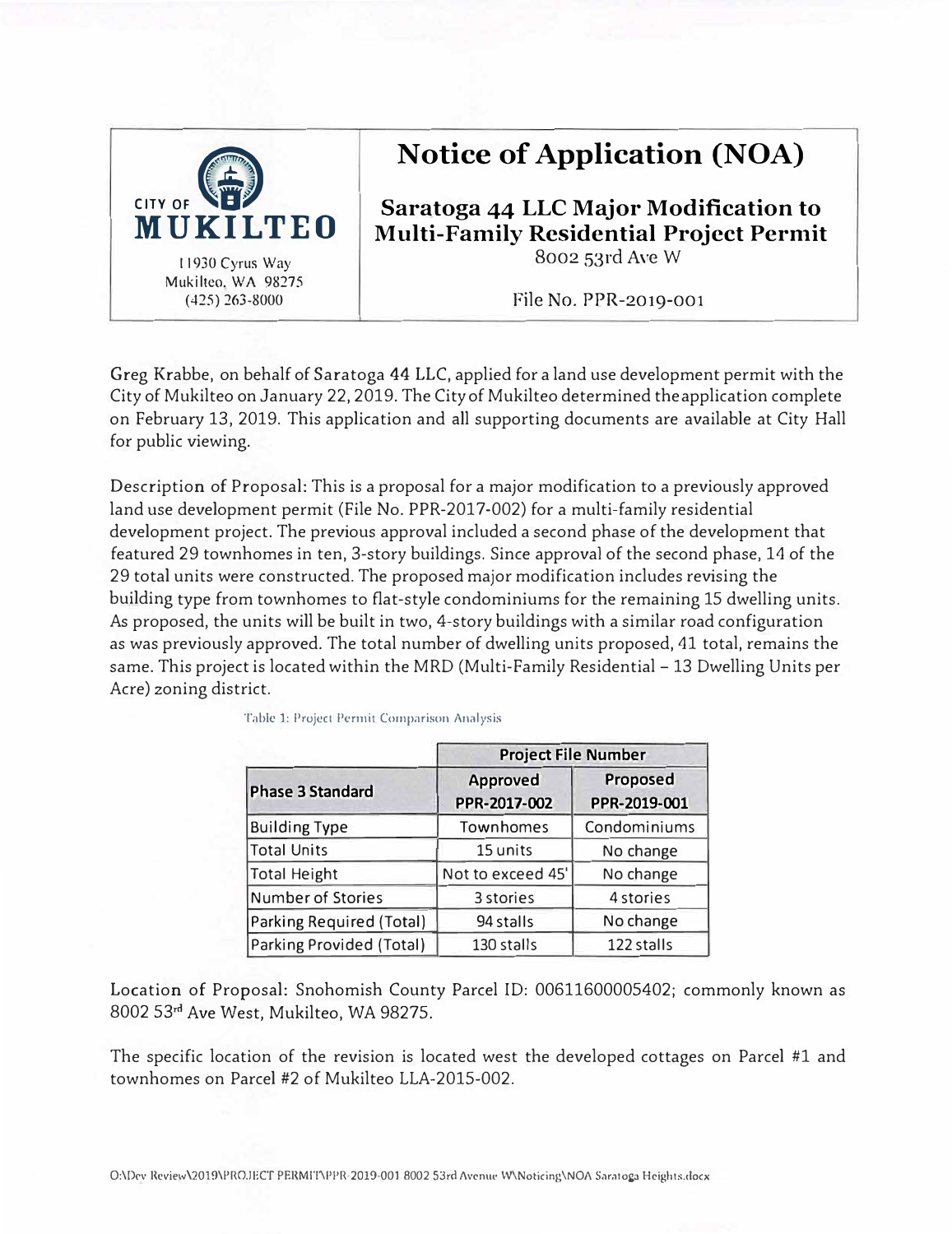CITY OF **MUKILTEO**

11930 Cyrus Way
Mukilteo, WA 98275
(425) 263-8000

# Notice of Application (NOA)

## Saratoga 44 LLC Major Modification to Multi-Family Residential Project Permit

8002 53rd Ave W

File No. PPR-2019-001

Greg Krabbe, on behalf of Saratoga 44 LLC, applied for a land use development permit with the City of Mukilteo on January 22, 2019. The City of Mukilteo determined the application complete on February 13, 2019. This application and all supporting documents are available at City Hall for public viewing.

Description of Proposal: This is a proposal for a major modification to a previously approved land use development permit (File No. PPR-2017-002) for a multi-family residential development project. The previous approval included a second phase of the development that featured 29 townhomes in ten, 3-story buildings. Since approval of the second phase, 14 of the 29 total units were constructed. The proposed major modification includes revising the building type from townhomes to flat-style condominiums for the remaining 15 dwelling units. As proposed, the units will be built in two, 4-story buildings with a similar road configuration as was previously approved. The total number of dwelling units proposed, 41 total, remains the same. This project is located within the MRD (Multi-Family Residential – 13 Dwelling Units per Acre) zoning district.

Table 1: Project Permit Comparison Analysis

| Phase 3 Standard | Project File Number | |
|---|---|---|
| | **Approved PPR-2017-002** | **Proposed PPR-2019-001** |
| Building Type | Townhomes | Condominiums |
| Total Units | 15 units | No change |
| Total Height | Not to exceed 45' | No change |
| Number of Stories | 3 stories | 4 stories |
| Parking Required (Total) | 94 stalls | No change |
| Parking Provided (Total) | 130 stalls | 122 stalls |

Location of Proposal: Snohomish County Parcel ID: 00611600005402; commonly known as 8002 53rd Ave West, Mukilteo, WA 98275.

The specific location of the revision is located west the developed cottages on Parcel #1 and townhomes on Parcel #2 of Mukilteo LLA-2015-002.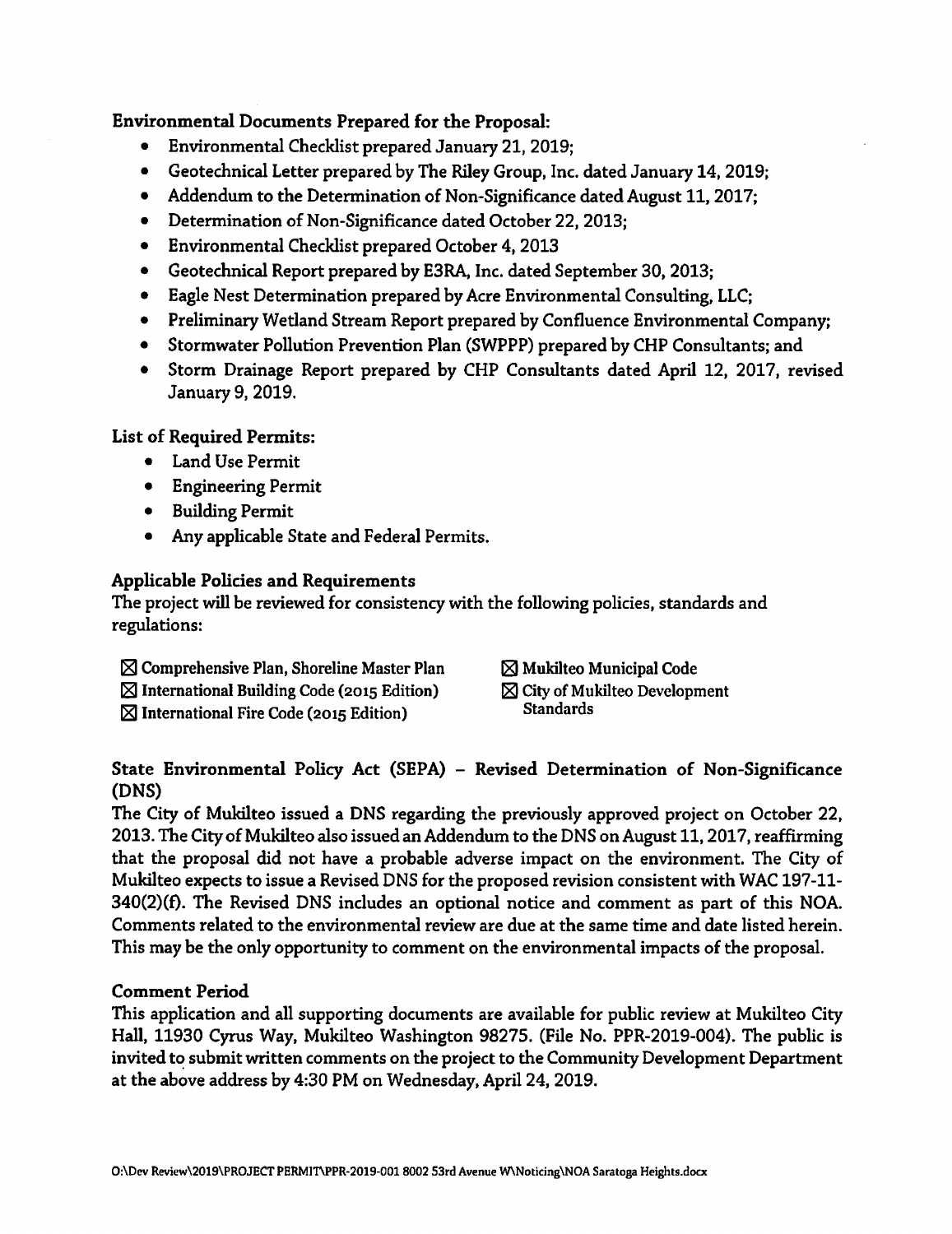**Environmental Documents Prepared for the Proposal:**

- Environmental Checklist prepared January 21, 2019;
- Geotechnical Letter prepared by The Riley Group, Inc. dated January 14, 2019;
- Addendum to the Determination of Non-Significance dated August 11, 2017;
- Determination of Non-Significance dated October 22, 2013;
- Environmental Checklist prepared October 4, 2013
- Geotechnical Report prepared by E3RA, Inc. dated September 30, 2013;
- Eagle Nest Determination prepared by Acre Environmental Consulting, LLC;
- Preliminary Wetland Stream Report prepared by Confluence Environmental Company;
- Stormwater Pollution Prevention Plan (SWPPP) prepared by CHP Consultants; and
- Storm Drainage Report prepared by CHP Consultants dated April 12, 2017, revised January 9, 2019.

**List of Required Permits:**

- Land Use Permit
- Engineering Permit
- Building Permit
- Any applicable State and Federal Permits.

**Applicable Policies and Requirements**

The project will be reviewed for consistency with the following policies, standards and regulations:

☒ Comprehensive Plan, Shoreline Master Plan
☒ International Building Code (2015 Edition)
☒ International Fire Code (2015 Edition)
☒ Mukilteo Municipal Code
☒ City of Mukilteo Development Standards

**State Environmental Policy Act (SEPA) – Revised Determination of Non-Significance (DNS)**

The City of Mukilteo issued a DNS regarding the previously approved project on October 22, 2013. The City of Mukilteo also issued an Addendum to the DNS on August 11, 2017, reaffirming that the proposal did not have a probable adverse impact on the environment. The City of Mukilteo expects to issue a Revised DNS for the proposed revision consistent with WAC 197-11-340(2)(f). The Revised DNS includes an optional notice and comment as part of this NOA. Comments related to the environmental review are due at the same time and date listed herein. This may be the only opportunity to comment on the environmental impacts of the proposal.

**Comment Period**

This application and all supporting documents are available for public review at Mukilteo City Hall, 11930 Cyrus Way, Mukilteo Washington 98275. (File No. PPR-2019-004). The public is invited to submit written comments on the project to the Community Development Department at the above address by 4:30 PM on Wednesday, April 24, 2019.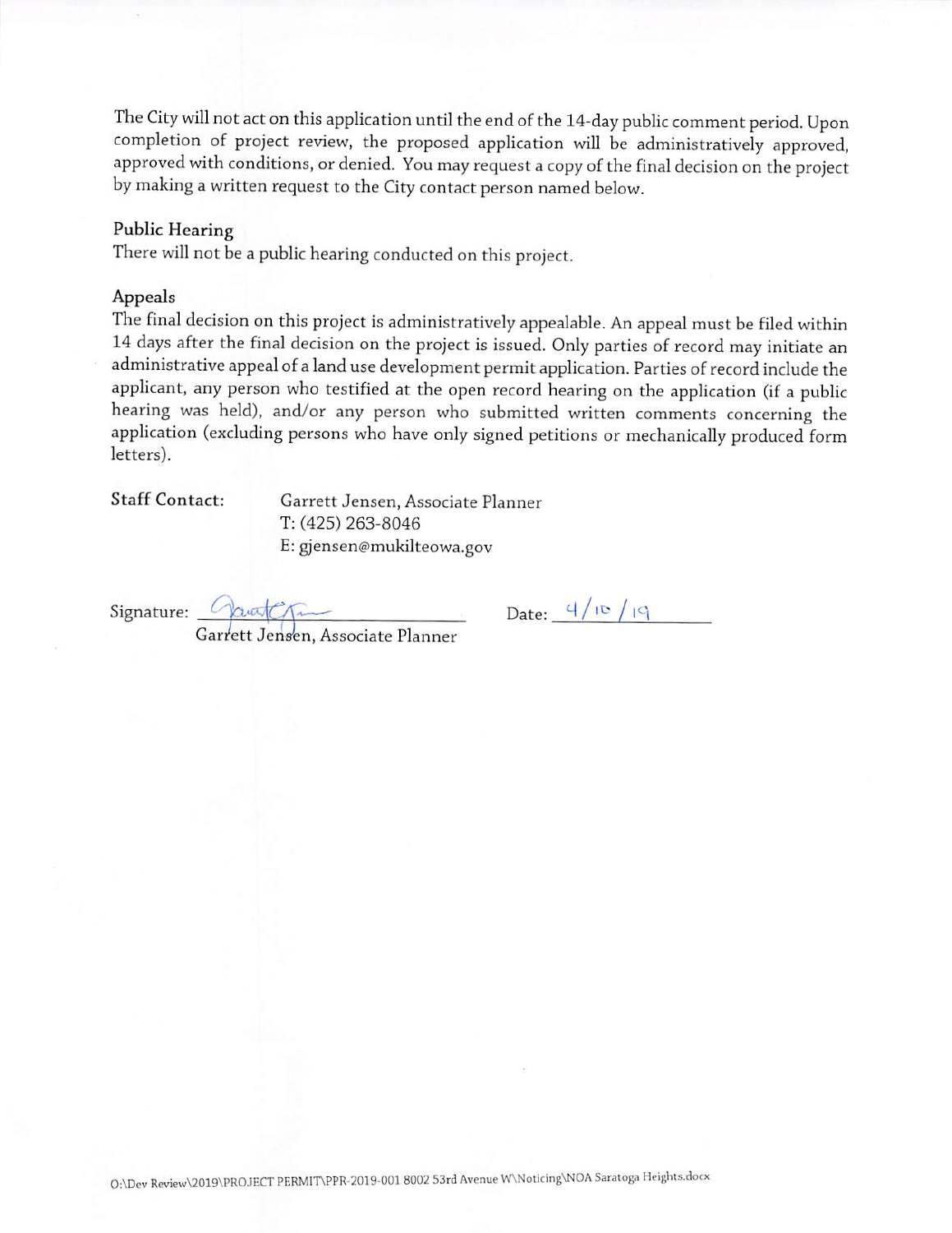The City will not act on this application until the end of the 14-day public comment period. Upon completion of project review, the proposed application will be administratively approved, approved with conditions, or denied. You may request a copy of the final decision on the project by making a written request to the City contact person named below.

### Public Hearing

There will not be a public hearing conducted on this project.

### Appeals

The final decision on this project is administratively appealable. An appeal must be filed within 14 days after the final decision on the project is issued. Only parties of record may initiate an administrative appeal of a land use development permit application. Parties of record include the applicant, any person who testified at the open record hearing on the application (if a public hearing was held), and/or any person who submitted written comments concerning the application (excluding persons who have only signed petitions or mechanically produced form letters).

**Staff Contact:** Garrett Jensen, Associate Planner
T: (425) 263-8046
E: gjensen@mukilteowa.gov

Signature: ______________________ Date: 4/10/19
Garrett Jensen, Associate Planner

O:\Dev Review\2019\PROJECT PERMIT\PPR-2019-001 8002 53rd Avenue W\Noticing\NOA Saratoga Heights.docx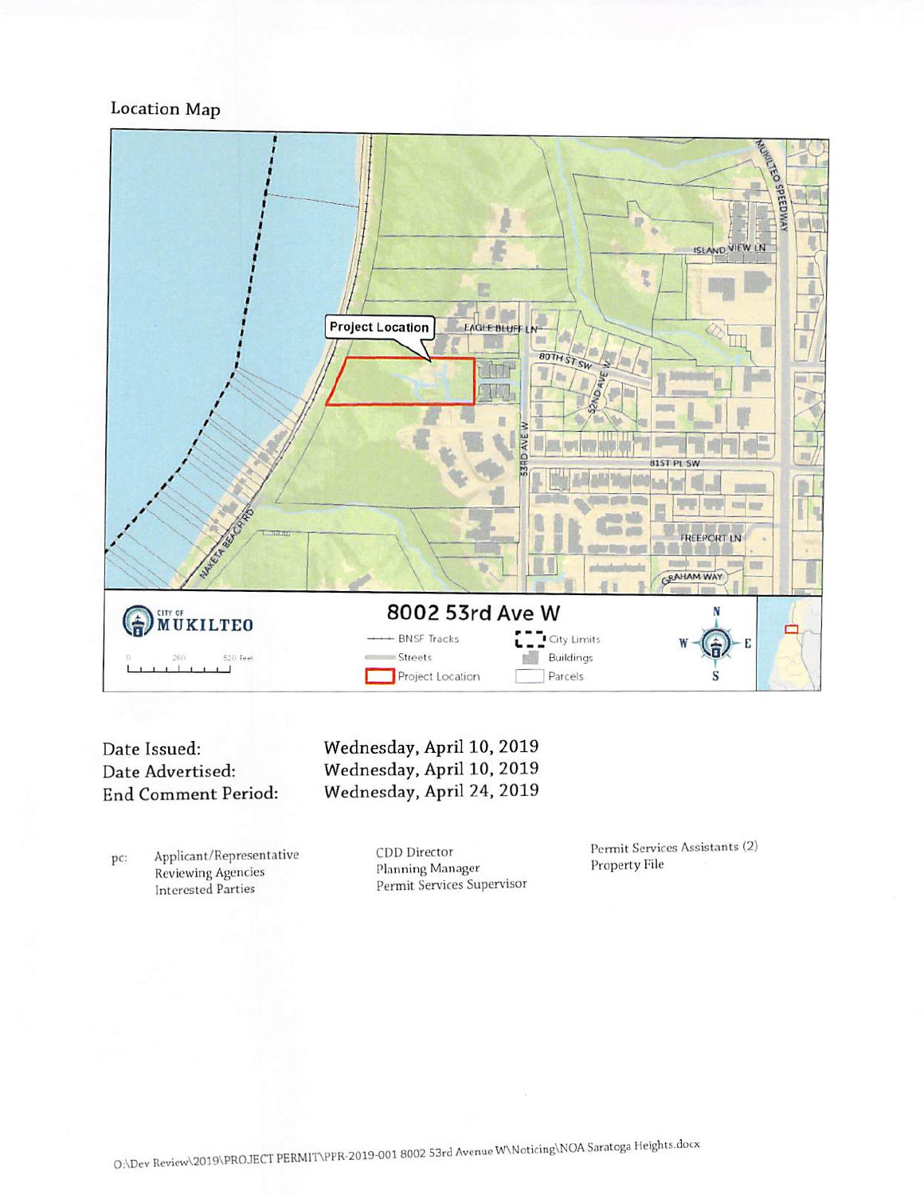## Location Map

8002 53rd Ave W

CITY OF MUKILTEO

0 260 520 Feet

BNSF Tracks

Streets

Project Location

City Limits

Buildings

Parcels

N

W E

S

Project Location

EAGLE BLUFF LN

80TH ST SW

52ND AVE W

53RD AVE W

81ST PL SW

FREEPORT LN

GRAHAM WAY

ISLAND VIEW LN

MUKILTEO SPEEDWAY

NAKETA BEACH RD

| | |
|---|---|
| Date Issued: | Wednesday, April 10, 2019 |
| Date Advertised: | Wednesday, April 10, 2019 |
| End Comment Period: | Wednesday, April 24, 2019 |

pc: Applicant/Representative
Reviewing Agencies
Interested Parties

CDD Director
Planning Manager
Permit Services Supervisor

Permit Services Assistants (2)
Property File

O:\Dev Review\2019\PROJECT PERMIT\PPR-2019-001 8002 53rd Avenue W\Noticing\NOA Saratoga Heights.docx